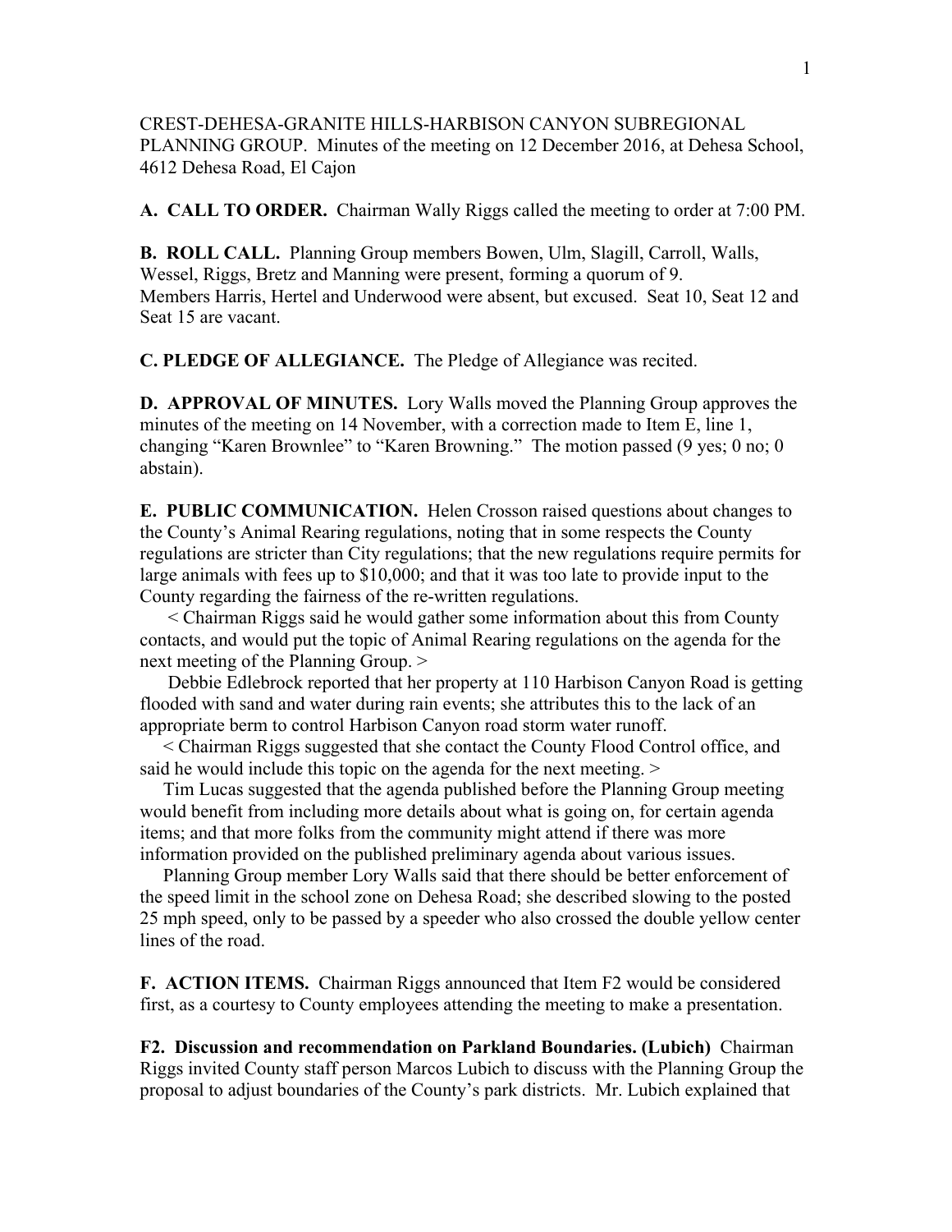CREST-DEHESA-GRANITE HILLS-HARBISON CANYON SUBREGIONAL PLANNING GROUP. Minutes of the meeting on 12 December 2016, at Dehesa School, 4612 Dehesa Road, El Cajon

**A. CALL TO ORDER.** Chairman Wally Riggs called the meeting to order at 7:00 PM.

**B. ROLL CALL.** Planning Group members Bowen, Ulm, Slagill, Carroll, Walls, Wessel, Riggs, Bretz and Manning were present, forming a quorum of 9. Members Harris, Hertel and Underwood were absent, but excused. Seat 10, Seat 12 and Seat 15 are vacant.

**C. PLEDGE OF ALLEGIANCE.** The Pledge of Allegiance was recited.

**D. APPROVAL OF MINUTES.** Lory Walls moved the Planning Group approves the minutes of the meeting on 14 November, with a correction made to Item E, line 1, changing "Karen Brownlee" to "Karen Browning." The motion passed (9 yes; 0 no; 0 abstain).

**E. PUBLIC COMMUNICATION.** Helen Crosson raised questions about changes to the County's Animal Rearing regulations, noting that in some respects the County regulations are stricter than City regulations; that the new regulations require permits for large animals with fees up to $10,000; and that it was too late to provide input to the County regarding the fairness of the re-written regulations.

< Chairman Riggs said he would gather some information about this from County contacts, and would put the topic of Animal Rearing regulations on the agenda for the next meeting of the Planning Group. >

Debbie Edlebrock reported that her property at 110 Harbison Canyon Road is getting flooded with sand and water during rain events; she attributes this to the lack of an appropriate berm to control Harbison Canyon road storm water runoff.

< Chairman Riggs suggested that she contact the County Flood Control office, and said he would include this topic on the agenda for the next meeting. >

Tim Lucas suggested that the agenda published before the Planning Group meeting would benefit from including more details about what is going on, for certain agenda items; and that more folks from the community might attend if there was more information provided on the published preliminary agenda about various issues.

Planning Group member Lory Walls said that there should be better enforcement of the speed limit in the school zone on Dehesa Road; she described slowing to the posted 25 mph speed, only to be passed by a speeder who also crossed the double yellow center lines of the road.

**F. ACTION ITEMS.** Chairman Riggs announced that Item F2 would be considered first, as a courtesy to County employees attending the meeting to make a presentation.

**F2. Discussion and recommendation on Parkland Boundaries. (Lubich)** Chairman Riggs invited County staff person Marcos Lubich to discuss with the Planning Group the proposal to adjust boundaries of the County's park districts. Mr. Lubich explained that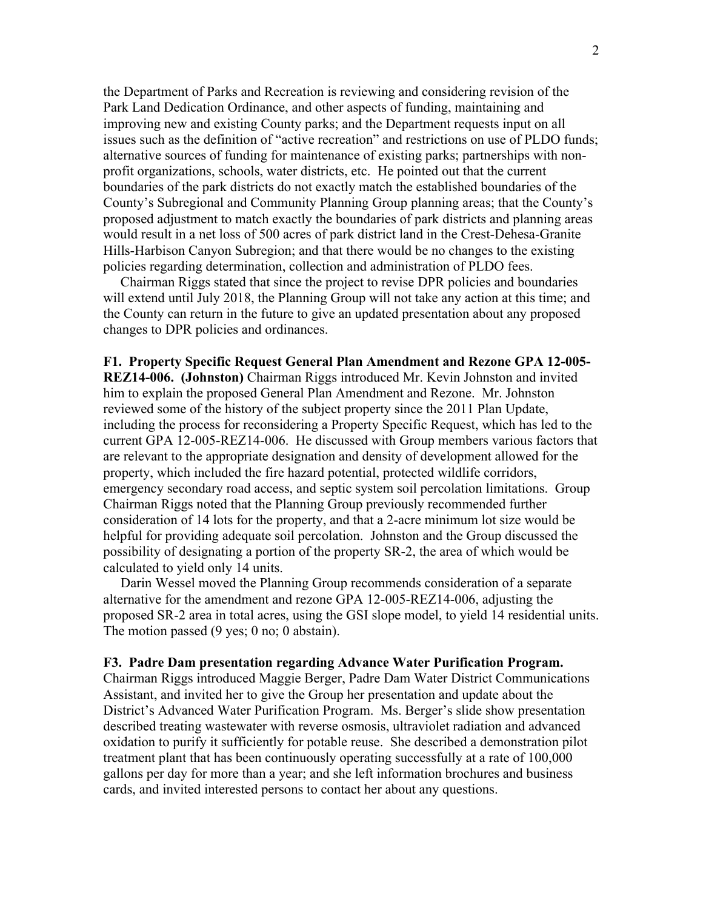the Department of Parks and Recreation is reviewing and considering revision of the Park Land Dedication Ordinance, and other aspects of funding, maintaining and improving new and existing County parks; and the Department requests input on all issues such as the definition of "active recreation" and restrictions on use of PLDO funds; alternative sources of funding for maintenance of existing parks; partnerships with non-profit organizations, schools, water districts, etc. He pointed out that the current boundaries of the park districts do not exactly match the established boundaries of the County's Subregional and Community Planning Group planning areas; that the County's proposed adjustment to match exactly the boundaries of park districts and planning areas would result in a net loss of 500 acres of park district land in the Crest-Dehesa-Granite Hills-Harbison Canyon Subregion; and that there would be no changes to the existing policies regarding determination, collection and administration of PLDO fees.

Chairman Riggs stated that since the project to revise DPR policies and boundaries will extend until July 2018, the Planning Group will not take any action at this time; and the County can return in the future to give an updated presentation about any proposed changes to DPR policies and ordinances.

**F1. Property Specific Request General Plan Amendment and Rezone GPA 12-005-REZ14-006. (Johnston)** Chairman Riggs introduced Mr. Kevin Johnston and invited him to explain the proposed General Plan Amendment and Rezone. Mr. Johnston reviewed some of the history of the subject property since the 2011 Plan Update, including the process for reconsidering a Property Specific Request, which has led to the current GPA 12-005-REZ14-006. He discussed with Group members various factors that are relevant to the appropriate designation and density of development allowed for the property, which included the fire hazard potential, protected wildlife corridors, emergency secondary road access, and septic system soil percolation limitations. Group Chairman Riggs noted that the Planning Group previously recommended further consideration of 14 lots for the property, and that a 2-acre minimum lot size would be helpful for providing adequate soil percolation. Johnston and the Group discussed the possibility of designating a portion of the property SR-2, the area of which would be calculated to yield only 14 units.

Darin Wessel moved the Planning Group recommends consideration of a separate alternative for the amendment and rezone GPA 12-005-REZ14-006, adjusting the proposed SR-2 area in total acres, using the GSI slope model, to yield 14 residential units. The motion passed (9 yes; 0 no; 0 abstain).

**F3. Padre Dam presentation regarding Advance Water Purification Program.** Chairman Riggs introduced Maggie Berger, Padre Dam Water District Communications Assistant, and invited her to give the Group her presentation and update about the District's Advanced Water Purification Program. Ms. Berger's slide show presentation described treating wastewater with reverse osmosis, ultraviolet radiation and advanced oxidation to purify it sufficiently for potable reuse. She described a demonstration pilot treatment plant that has been continuously operating successfully at a rate of 100,000 gallons per day for more than a year; and she left information brochures and business cards, and invited interested persons to contact her about any questions.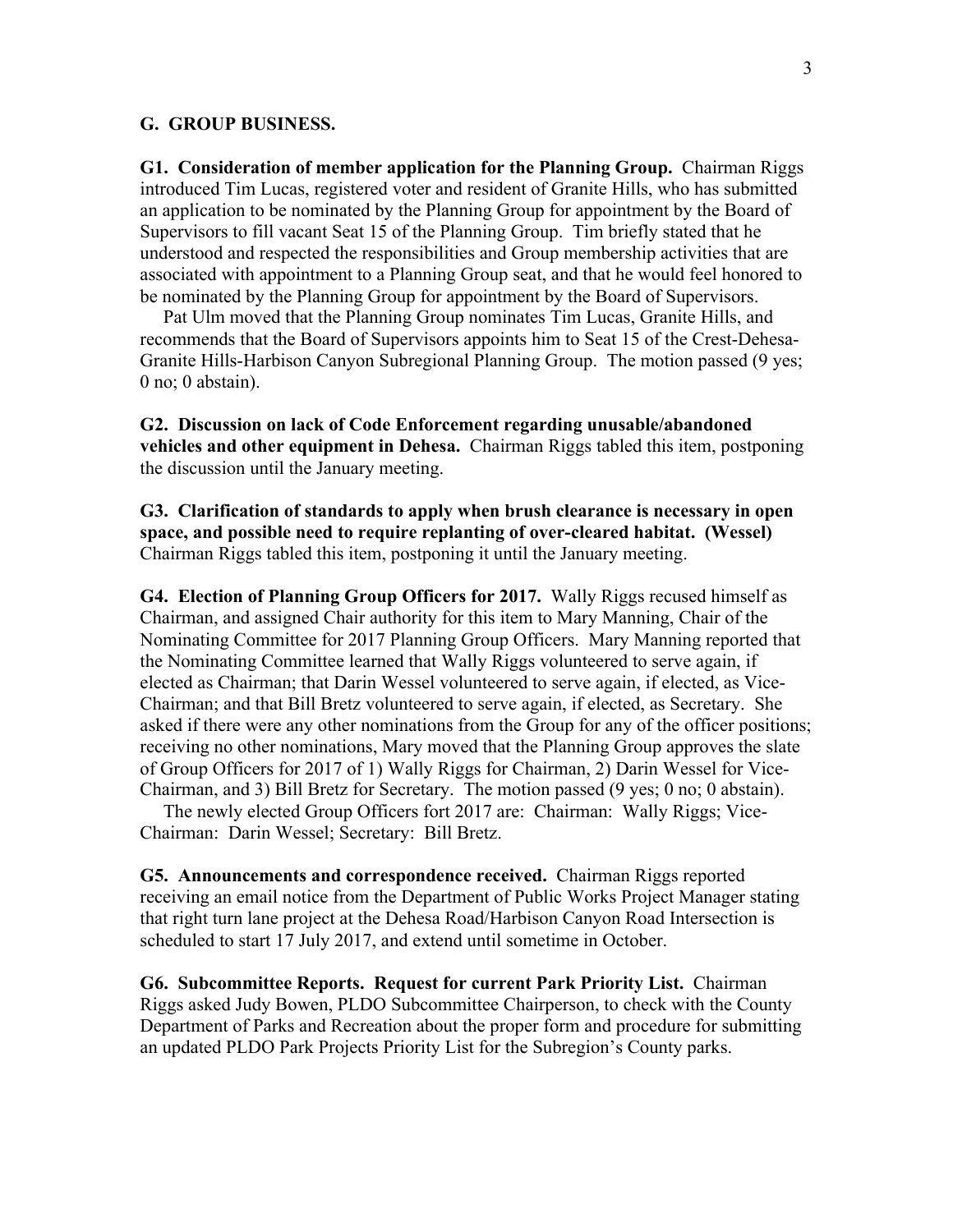## G. GROUP BUSINESS.

**G1. Consideration of member application for the Planning Group.** Chairman Riggs introduced Tim Lucas, registered voter and resident of Granite Hills, who has submitted an application to be nominated by the Planning Group for appointment by the Board of Supervisors to fill vacant Seat 15 of the Planning Group. Tim briefly stated that he understood and respected the responsibilities and Group membership activities that are associated with appointment to a Planning Group seat, and that he would feel honored to be nominated by the Planning Group for appointment by the Board of Supervisors.

Pat Ulm moved that the Planning Group nominates Tim Lucas, Granite Hills, and recommends that the Board of Supervisors appoints him to Seat 15 of the Crest-Dehesa-Granite Hills-Harbison Canyon Subregional Planning Group. The motion passed (9 yes; 0 no; 0 abstain).

**G2. Discussion on lack of Code Enforcement regarding unusable/abandoned vehicles and other equipment in Dehesa.** Chairman Riggs tabled this item, postponing the discussion until the January meeting.

**G3. Clarification of standards to apply when brush clearance is necessary in open space, and possible need to require replanting of over-cleared habitat. (Wessel)** Chairman Riggs tabled this item, postponing it until the January meeting.

**G4. Election of Planning Group Officers for 2017.** Wally Riggs recused himself as Chairman, and assigned Chair authority for this item to Mary Manning, Chair of the Nominating Committee for 2017 Planning Group Officers. Mary Manning reported that the Nominating Committee learned that Wally Riggs volunteered to serve again, if elected as Chairman; that Darin Wessel volunteered to serve again, if elected, as Vice-Chairman; and that Bill Bretz volunteered to serve again, if elected, as Secretary. She asked if there were any other nominations from the Group for any of the officer positions; receiving no other nominations, Mary moved that the Planning Group approves the slate of Group Officers for 2017 of 1) Wally Riggs for Chairman, 2) Darin Wessel for Vice-Chairman, and 3) Bill Bretz for Secretary. The motion passed (9 yes; 0 no; 0 abstain).

The newly elected Group Officers fort 2017 are: Chairman: Wally Riggs; Vice-Chairman: Darin Wessel; Secretary: Bill Bretz.

**G5. Announcements and correspondence received.** Chairman Riggs reported receiving an email notice from the Department of Public Works Project Manager stating that right turn lane project at the Dehesa Road/Harbison Canyon Road Intersection is scheduled to start 17 July 2017, and extend until sometime in October.

**G6. Subcommittee Reports. Request for current Park Priority List.** Chairman Riggs asked Judy Bowen, PLDO Subcommittee Chairperson, to check with the County Department of Parks and Recreation about the proper form and procedure for submitting an updated PLDO Park Projects Priority List for the Subregion's County parks.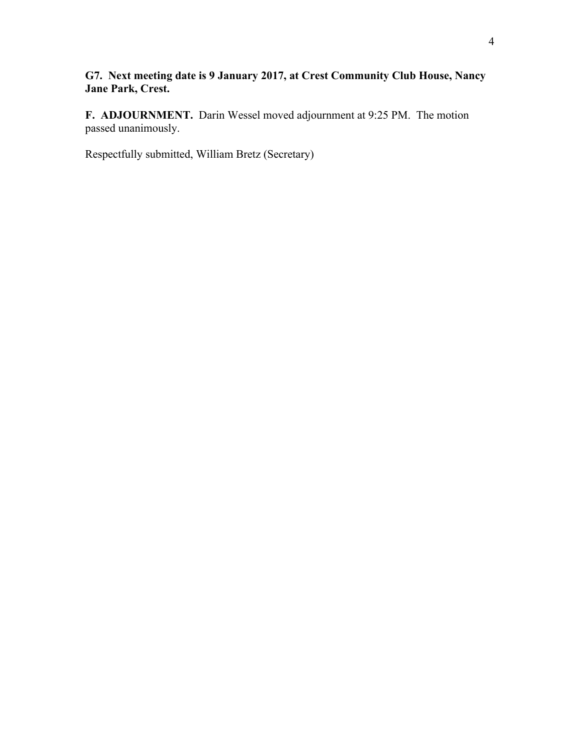**G7. Next meeting date is 9 January 2017, at Crest Community Club House, Nancy Jane Park, Crest.**

**F. ADJOURNMENT.** Darin Wessel moved adjournment at 9:25 PM. The motion passed unanimously.

Respectfully submitted, William Bretz (Secretary)